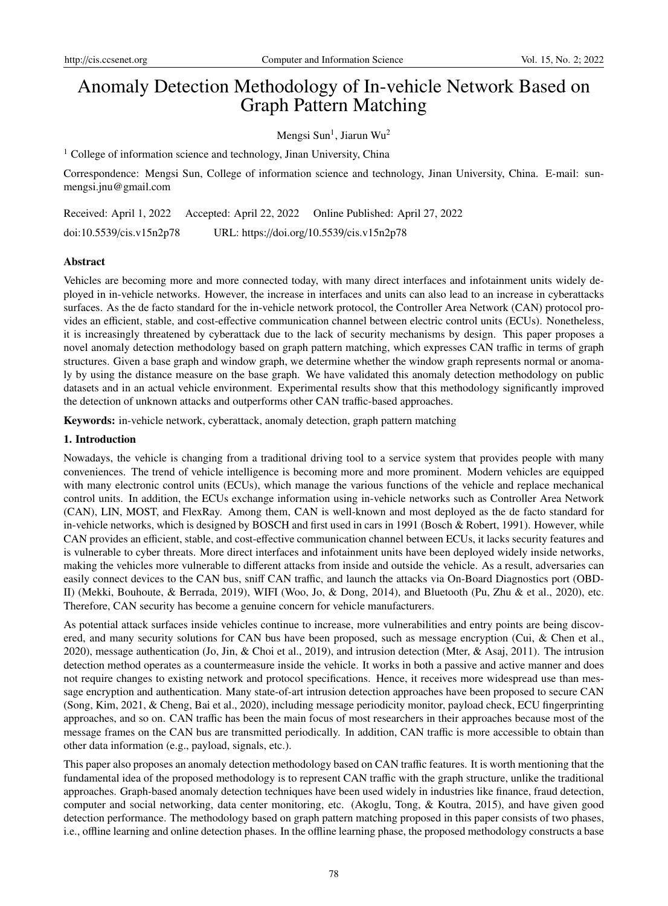# Anomaly Detection Methodology of In-vehicle Network Based on Graph Pattern Matching

Mengsi Sun[1], Jiarun Wu[2]

[1] College of information science and technology, Jinan University, China

Correspondence: Mengsi Sun, College of information science and technology, Jinan University, China. E-mail: sunmengsi.jnu@gmail.com

Received: April 1, 2022 Accepted: April 22, 2022 Online Published: April 27, 2022

doi:10.5539/cis.v15n2p78 URL: https://doi.org/10.5539/cis.v15n2p78

## Abstract

Vehicles are becoming more and more connected today, with many direct interfaces and infotainment units widely deployed in in-vehicle networks. However, the increase in interfaces and units can also lead to an increase in cyberattacks surfaces. As the de facto standard for the in-vehicle network protocol, the Controller Area Network (CAN) protocol provides an efficient, stable, and cost-effective communication channel between electric control units (ECUs). Nonetheless, it is increasingly threatened by cyberattack due to the lack of security mechanisms by design. This paper proposes a novel anomaly detection methodology based on graph pattern matching, which expresses CAN traffic in terms of graph structures. Given a base graph and window graph, we determine whether the window graph represents normal or anomaly by using the distance measure on the base graph. We have validated this anomaly detection methodology on public datasets and in an actual vehicle environment. Experimental results show that this methodology significantly improved the detection of unknown attacks and outperforms other CAN traffic-based approaches.

**Keywords:** in-vehicle network, cyberattack, anomaly detection, graph pattern matching

## 1. Introduction

Nowadays, the vehicle is changing from a traditional driving tool to a service system that provides people with many conveniences. The trend of vehicle intelligence is becoming more and more prominent. Modern vehicles are equipped with many electronic control units (ECUs), which manage the various functions of the vehicle and replace mechanical control units. In addition, the ECUs exchange information using in-vehicle networks such as Controller Area Network (CAN), LIN, MOST, and FlexRay. Among them, CAN is well-known and most deployed as the de facto standard for in-vehicle networks, which is designed by BOSCH and first used in cars in 1991 (Bosch & Robert, 1991). However, while CAN provides an efficient, stable, and cost-effective communication channel between ECUs, it lacks security features and is vulnerable to cyber threats. More direct interfaces and infotainment units have been deployed widely inside networks, making the vehicles more vulnerable to different attacks from inside and outside the vehicle. As a result, adversaries can easily connect devices to the CAN bus, sniff CAN traffic, and launch the attacks via On-Board Diagnostics port (OBD-II) (Mekki, Bouhoute, & Berrada, 2019), WIFI (Woo, Jo, & Dong, 2014), and Bluetooth (Pu, Zhu & et al., 2020), etc. Therefore, CAN security has become a genuine concern for vehicle manufacturers.

As potential attack surfaces inside vehicles continue to increase, more vulnerabilities and entry points are being discovered, and many security solutions for CAN bus have been proposed, such as message encryption (Cui, & Chen et al., 2020), message authentication (Jo, Jin, & Choi et al., 2019), and intrusion detection (Mter, & Asaj, 2011). The intrusion detection method operates as a countermeasure inside the vehicle. It works in both a passive and active manner and does not require changes to existing network and protocol specifications. Hence, it receives more widespread use than message encryption and authentication. Many state-of-art intrusion detection approaches have been proposed to secure CAN (Song, Kim, 2021, & Cheng, Bai et al., 2020), including message periodicity monitor, payload check, ECU fingerprinting approaches, and so on. CAN traffic has been the main focus of most researchers in their approaches because most of the message frames on the CAN bus are transmitted periodically. In addition, CAN traffic is more accessible to obtain than other data information (e.g., payload, signals, etc.).

This paper also proposes an anomaly detection methodology based on CAN traffic features. It is worth mentioning that the fundamental idea of the proposed methodology is to represent CAN traffic with the graph structure, unlike the traditional approaches. Graph-based anomaly detection techniques have been used widely in industries like finance, fraud detection, computer and social networking, data center monitoring, etc. (Akoglu, Tong, & Koutra, 2015), and have given good detection performance. The methodology based on graph pattern matching proposed in this paper consists of two phases, i.e., offline learning and online detection phases. In the offline learning phase, the proposed methodology constructs a base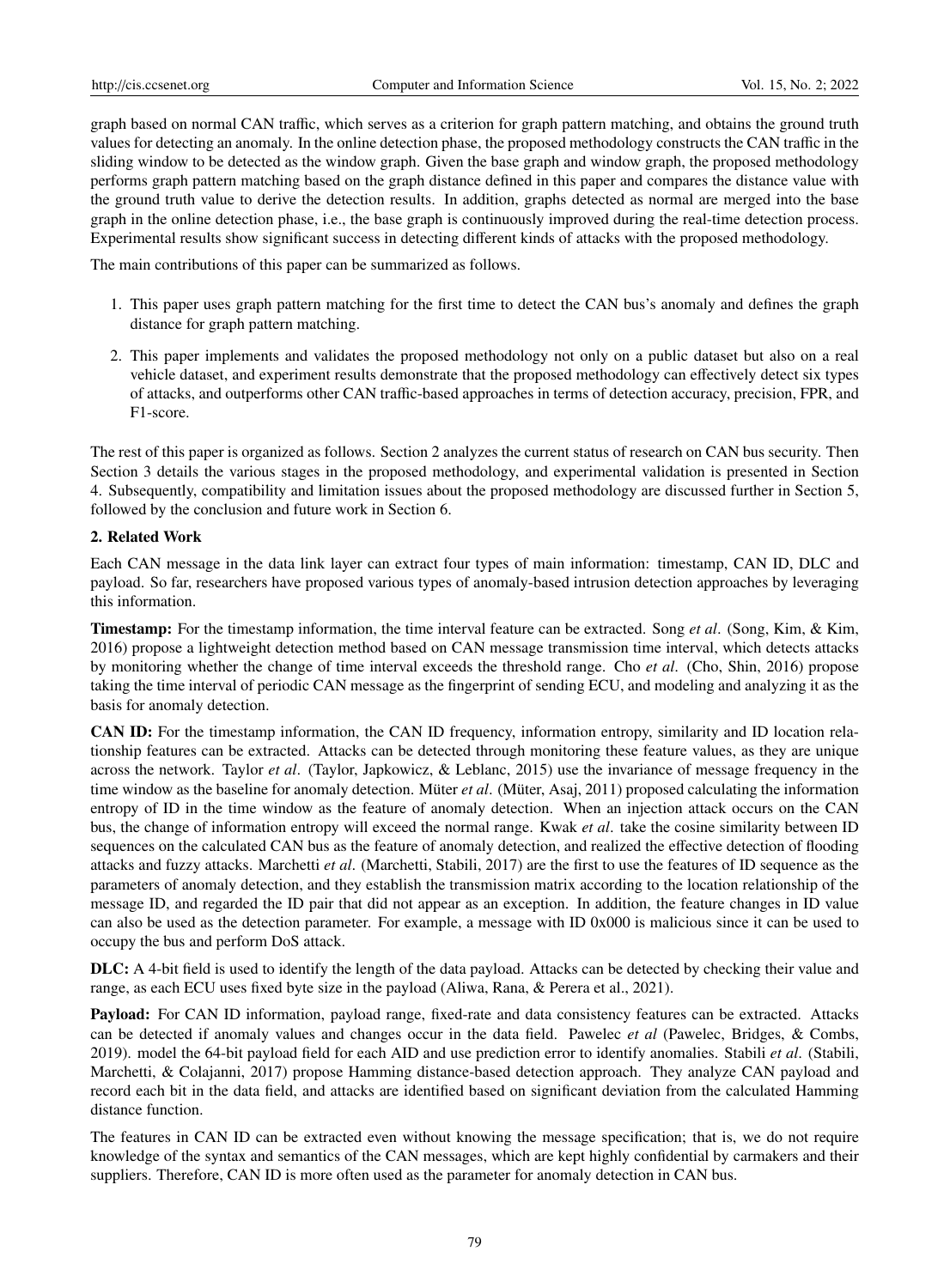graph based on normal CAN traffic, which serves as a criterion for graph pattern matching, and obtains the ground truth values for detecting an anomaly. In the online detection phase, the proposed methodology constructs the CAN traffic in the sliding window to be detected as the window graph. Given the base graph and window graph, the proposed methodology performs graph pattern matching based on the graph distance defined in this paper and compares the distance value with the ground truth value to derive the detection results. In addition, graphs detected as normal are merged into the base graph in the online detection phase, i.e., the base graph is continuously improved during the real-time detection process. Experimental results show significant success in detecting different kinds of attacks with the proposed methodology.

The main contributions of this paper can be summarized as follows.

1. This paper uses graph pattern matching for the first time to detect the CAN bus's anomaly and defines the graph distance for graph pattern matching.
2. This paper implements and validates the proposed methodology not only on a public dataset but also on a real vehicle dataset, and experiment results demonstrate that the proposed methodology can effectively detect six types of attacks, and outperforms other CAN traffic-based approaches in terms of detection accuracy, precision, FPR, and F1-score.

The rest of this paper is organized as follows. Section 2 analyzes the current status of research on CAN bus security. Then Section 3 details the various stages in the proposed methodology, and experimental validation is presented in Section 4. Subsequently, compatibility and limitation issues about the proposed methodology are discussed further in Section 5, followed by the conclusion and future work in Section 6.

## 2. Related Work

Each CAN message in the data link layer can extract four types of main information: timestamp, CAN ID, DLC and payload. So far, researchers have proposed various types of anomaly-based intrusion detection approaches by leveraging this information.

**Timestamp:** For the timestamp information, the time interval feature can be extracted. Song *et al*. (Song, Kim, & Kim, 2016) propose a lightweight detection method based on CAN message transmission time interval, which detects attacks by monitoring whether the change of time interval exceeds the threshold range. Cho *et al*. (Cho, Shin, 2016) propose taking the time interval of periodic CAN message as the fingerprint of sending ECU, and modeling and analyzing it as the basis for anomaly detection.

**CAN ID:** For the timestamp information, the CAN ID frequency, information entropy, similarity and ID location relationship features can be extracted. Attacks can be detected through monitoring these feature values, as they are unique across the network. Taylor *et al*. (Taylor, Japkowicz, & Leblanc, 2015) use the invariance of message frequency in the time window as the baseline for anomaly detection. Müter *et al*. (Müter, Asaj, 2011) proposed calculating the information entropy of ID in the time window as the feature of anomaly detection. When an injection attack occurs on the CAN bus, the change of information entropy will exceed the normal range. Kwak *et al*. take the cosine similarity between ID sequences on the calculated CAN bus as the feature of anomaly detection, and realized the effective detection of flooding attacks and fuzzy attacks. Marchetti *et al*. (Marchetti, Stabili, 2017) are the first to use the features of ID sequence as the parameters of anomaly detection, and they establish the transmission matrix according to the location relationship of the message ID, and regarded the ID pair that did not appear as an exception. In addition, the feature changes in ID value can also be used as the detection parameter. For example, a message with ID 0x000 is malicious since it can be used to occupy the bus and perform DoS attack.

**DLC:** A 4-bit field is used to identify the length of the data payload. Attacks can be detected by checking their value and range, as each ECU uses fixed byte size in the payload (Aliwa, Rana, & Perera et al., 2021).

**Payload:** For CAN ID information, payload range, fixed-rate and data consistency features can be extracted. Attacks can be detected if anomaly values and changes occur in the data field. Pawelec *et al* (Pawelec, Bridges, & Combs, 2019). model the 64-bit payload field for each AID and use prediction error to identify anomalies. Stabili *et al*. (Stabili, Marchetti, & Colajanni, 2017) propose Hamming distance-based detection approach. They analyze CAN payload and record each bit in the data field, and attacks are identified based on significant deviation from the calculated Hamming distance function.

The features in CAN ID can be extracted even without knowing the message specification; that is, we do not require knowledge of the syntax and semantics of the CAN messages, which are kept highly confidential by carmakers and their suppliers. Therefore, CAN ID is more often used as the parameter for anomaly detection in CAN bus.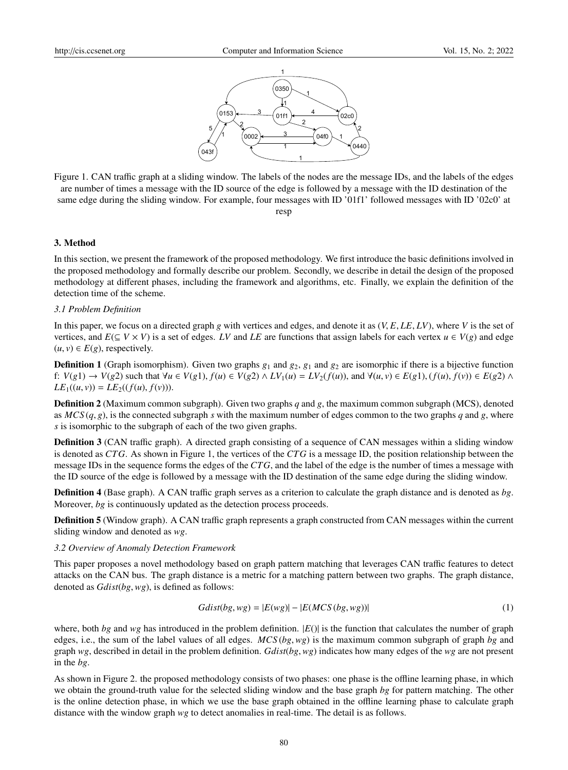Figure 1. CAN traffic graph at a sliding window. The labels of the nodes are the message IDs, and the labels of the edges are number of times a message with the ID source of the edge is followed by a message with the ID destination of the same edge during the sliding window. For example, four messages with ID '01f1' followed messages with ID '02c0' at resp

### 3. Method

In this section, we present the framework of the proposed methodology. We first introduce the basic definitions involved in the proposed methodology and formally describe our problem. Secondly, we describe in detail the design of the proposed methodology at different phases, including the framework and algorithms, etc. Finally, we explain the definition of the detection time of the scheme.

#### 3.1 Problem Definition

In this paper, we focus on a directed graph $g$ with vertices and edges, and denote it as $(V, E, LE, LV)$, where $V$ is the set of vertices, and $E(\subseteq V \times V)$ is a set of edges. $LV$ and $LE$ are functions that assign labels for each vertex $u \in V(g)$ and edge $(u, v) \in E(g)$, respectively.

**Definition 1** (Graph isomorphism). Given two graphs $g_1$ and $g_2$, $g_1$ and $g_2$ are isomorphic if there is a bijective function f: $V(g1) \rightarrow V(g2)$ such that $\forall u \in V(g1), f(u) \in V(g2) \wedge LV_1(u) = LV_2(f(u))$, and $\forall (u, v) \in E(g1), (f(u), f(v)) \in E(g2) \wedge LE_1((u, v)) = LE_2((f(u), f(v)))$.

**Definition 2** (Maximum common subgraph). Given two graphs $q$ and $g$, the maximum common subgraph (MCS), denoted as $MCS(q, g)$, is the connected subgraph $s$ with the maximum number of edges common to the two graphs $q$ and $g$, where $s$ is isomorphic to the subgraph of each of the two given graphs.

**Definition 3** (CAN traffic graph). A directed graph consisting of a sequence of CAN messages within a sliding window is denoted as $CTG$. As shown in Figure 1, the vertices of the $CTG$ is a message ID, the position relationship between the message IDs in the sequence forms the edges of the $CTG$, and the label of the edge is the number of times a message with the ID source of the edge is followed by a message with the ID destination of the same edge during the sliding window.

**Definition 4** (Base graph). A CAN traffic graph serves as a criterion to calculate the graph distance and is denoted as $bg$. Moreover, $bg$ is continuously updated as the detection process proceeds.

**Definition 5** (Window graph). A CAN traffic graph represents a graph constructed from CAN messages within the current sliding window and denoted as $wg$.

#### 3.2 Overview of Anomaly Detection Framework

This paper proposes a novel methodology based on graph pattern matching that leverages CAN traffic features to detect attacks on the CAN bus. The graph distance is a metric for a matching pattern between two graphs. The graph distance, denoted as $Gdist(bg, wg)$, is defined as follows:

$$Gdist(bg, wg) = |E(wg)| - |E(MCS(bg, wg))| \tag{1}$$

where, both $bg$ and $wg$ has introduced in the problem definition. $|E()|$ is the function that calculates the number of graph edges, i.e., the sum of the label values of all edges. $MCS(bg, wg)$ is the maximum common subgraph of graph $bg$ and graph $wg$, described in detail in the problem definition. $Gdist(bg, wg)$ indicates how many edges of the $wg$ are not present in the $bg$.

As shown in Figure 2. the proposed methodology consists of two phases: one phase is the offline learning phase, in which we obtain the ground-truth value for the selected sliding window and the base graph $bg$ for pattern matching. The other is the online detection phase, in which we use the base graph obtained in the offline learning phase to calculate graph distance with the window graph $wg$ to detect anomalies in real-time. The detail is as follows.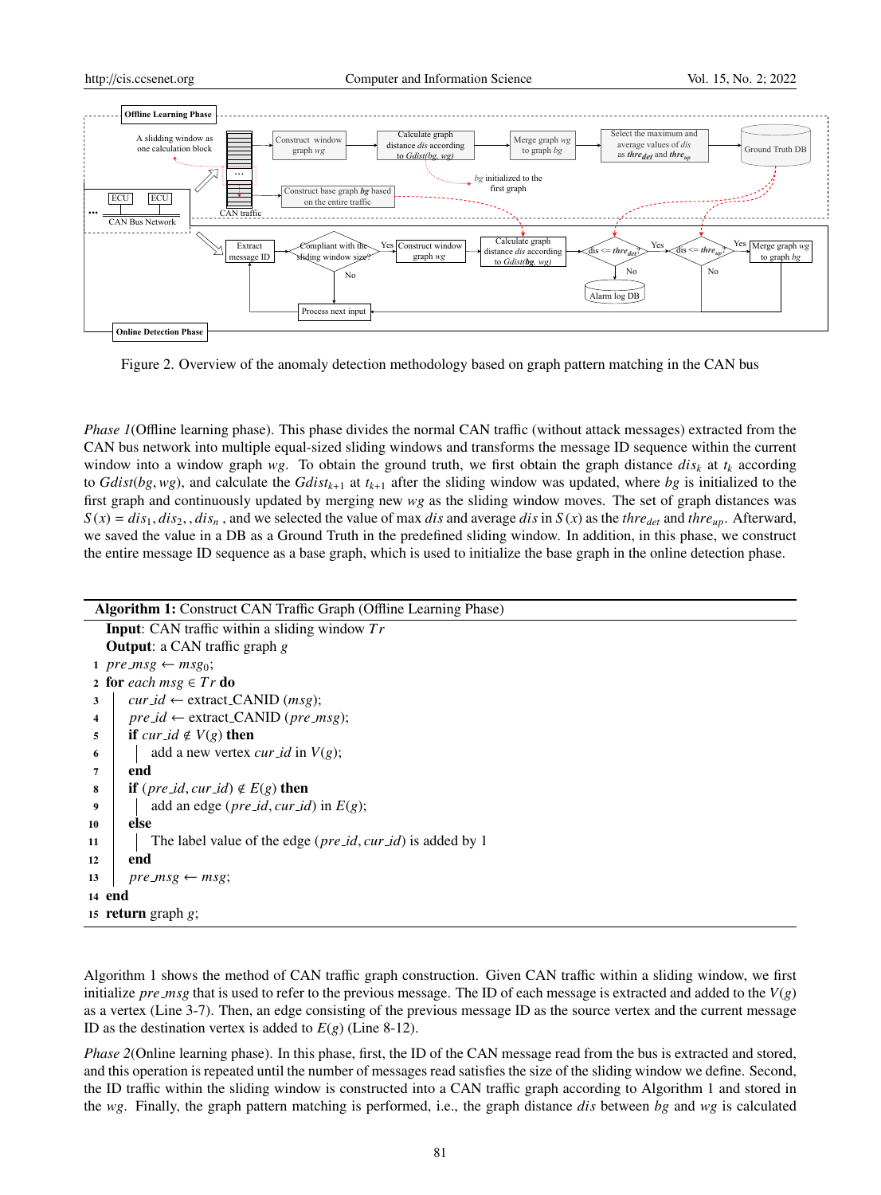Figure 2. Overview of the anomaly detection methodology based on graph pattern matching in the CAN bus

*Phase 1*(Offline learning phase). This phase divides the normal CAN traffic (without attack messages) extracted from the CAN bus network into multiple equal-sized sliding windows and transforms the message ID sequence within the current window into a window graph $wg$. To obtain the ground truth, we first obtain the graph distance $dis_k$ at $t_k$ according to $Gdist(bg, wg)$, and calculate the $Gdist_{k+1}$ at $t_{k+1}$ after the sliding window was updated, where $bg$ is initialized to the first graph and continuously updated by merging new $wg$ as the sliding window moves. The set of graph distances was $S(x) = dis_1, dis_2, , dis_n$ , and we selected the value of max $dis$ and average $dis$ in $S(x)$ as the $thre_{det}$ and $thre_{up}$. Afterward, we saved the value in a DB as a Ground Truth in the predefined sliding window. In addition, in this phase, we construct the entire message ID sequence as a base graph, which is used to initialize the base graph in the online detection phase.

**Algorithm 1:** Construct CAN Traffic Graph (Offline Learning Phase)

**Input**: CAN traffic within a sliding window $Tr$
**Output**: a CAN traffic graph $g$

```
1  pre_msg ← msg_0;
2  for each msg ∈ Tr do
3      cur_id ← extract_CANID (msg);
4      pre_id ← extract_CANID (pre_msg);
5      if cur_id ∉ V(g) then
6          add a new vertex cur_id in V(g);
7      end
8      if (pre_id, cur_id) ∉ E(g) then
9          add an edge (pre_id, cur_id) in E(g);
10     else
11         The label value of the edge (pre_id, cur_id) is added by 1
12     end
13     pre_msg ← msg;
14 end
15 return graph g;
```

Algorithm 1 shows the method of CAN traffic graph construction. Given CAN traffic within a sliding window, we first initialize $pre\_msg$ that is used to refer to the previous message. The ID of each message is extracted and added to the $V(g)$ as a vertex (Line 3-7). Then, an edge consisting of the previous message ID as the source vertex and the current message ID as the destination vertex is added to $E(g)$ (Line 8-12).

*Phase 2*(Online learning phase). In this phase, first, the ID of the CAN message read from the bus is extracted and stored, and this operation is repeated until the number of messages read satisfies the size of the sliding window we define. Second, the ID traffic within the sliding window is constructed into a CAN traffic graph according to Algorithm 1 and stored in the $wg$. Finally, the graph pattern matching is performed, i.e., the graph distance $dis$ between $bg$ and $wg$ is calculated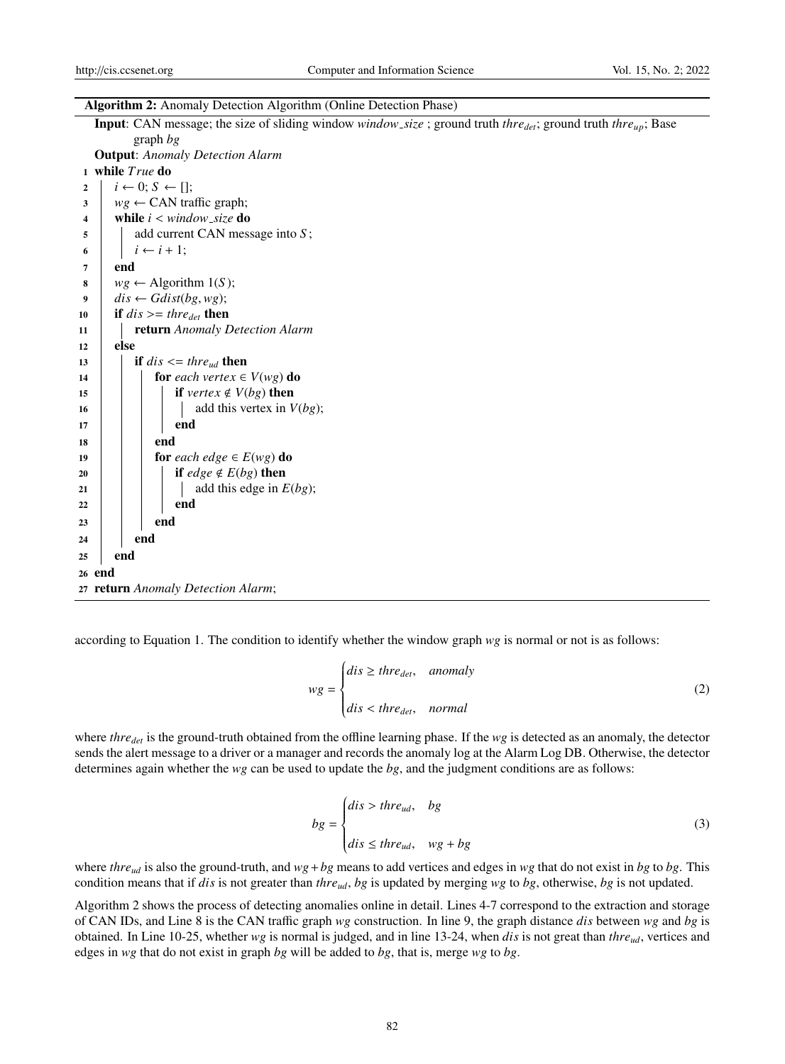**Algorithm 2:** Anomaly Detection Algorithm (Online Detection Phase)

```
   Input: CAN message; the size of sliding window window_size ; ground truth thre_det; ground truth thre_up; Base
          graph bg
   Output: Anomaly Detection Alarm
 1 while True do
 2     i ← 0; S ← [];
 3     wg ← CAN traffic graph;
 4     while i < window_size do
 5         add current CAN message into S ;
 6         i ← i + 1;
 7     end
 8     wg ← Algorithm 1(S );
 9     dis ← Gdist(bg, wg);
10     if dis >= thre_det then
11         return Anomaly Detection Alarm
12     else
13         if dis <= thre_ud then
14             for each vertex ∈ V(wg) do
15                 if vertex ∉ V(bg) then
16                     add this vertex in V(bg);
17                 end
18             end
19             for each edge ∈ E(wg) do
20                 if edge ∉ E(bg) then
21                     add this edge in E(bg);
22                 end
23             end
24         end
25     end
26 end
27 return Anomaly Detection Alarm;
```

according to Equation 1. The condition to identify whether the window graph $wg$ is normal or not is as follows:

$$wg = \begin{cases} dis \geq thre_{det}, & anomaly \\ dis < thre_{det}, & normal \end{cases} \tag{2}$$

where $thre_{det}$ is the ground-truth obtained from the offline learning phase. If the $wg$ is detected as an anomaly, the detector sends the alert message to a driver or a manager and records the anomaly log at the Alarm Log DB. Otherwise, the detector determines again whether the $wg$ can be used to update the $bg$, and the judgment conditions are as follows:

$$bg = \begin{cases} dis > thre_{ud}, & bg \\ dis \leq thre_{ud}, & wg + bg \end{cases} \tag{3}$$

where $thre_{ud}$ is also the ground-truth, and $wg + bg$ means to add vertices and edges in $wg$ that do not exist in $bg$ to $bg$. This condition means that if $dis$ is not greater than $thre_{ud}$, $bg$ is updated by merging $wg$ to $bg$, otherwise, $bg$ is not updated.

Algorithm 2 shows the process of detecting anomalies online in detail. Lines 4-7 correspond to the extraction and storage of CAN IDs, and Line 8 is the CAN traffic graph $wg$ construction. In line 9, the graph distance $dis$ between $wg$ and $bg$ is obtained. In Line 10-25, whether $wg$ is normal is judged, and in line 13-24, when $dis$ is not great than $thre_{ud}$, vertices and edges in $wg$ that do not exist in graph $bg$ will be added to $bg$, that is, merge $wg$ to $bg$.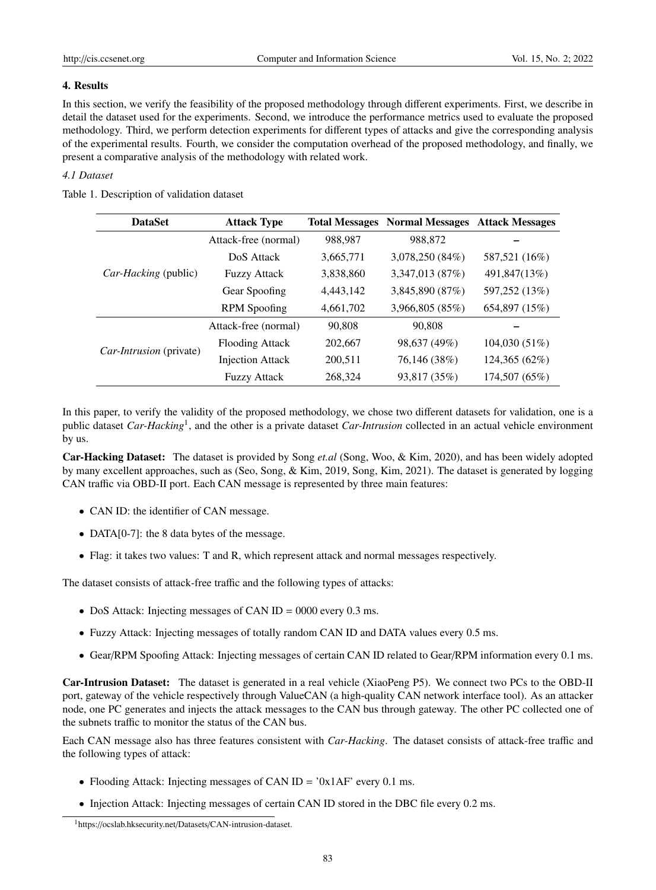## 4. Results

In this section, we verify the feasibility of the proposed methodology through different experiments. First, we describe in detail the dataset used for the experiments. Second, we introduce the performance metrics used to evaluate the proposed methodology. Third, we perform detection experiments for different types of attacks and give the corresponding analysis of the experimental results. Fourth, we consider the computation overhead of the proposed methodology, and finally, we present a comparative analysis of the methodology with related work.

### *4.1 Dataset*

Table 1. Description of validation dataset

| DataSet | Attack Type | Total Messages | Normal Messages | Attack Messages |
|---|---|---|---|---|
| *Car-Hacking* (public) | Attack-free (normal) | 988,987 | 988,872 | – |
| | DoS Attack | 3,665,771 | 3,078,250 (84%) | 587,521 (16%) |
| | Fuzzy Attack | 3,838,860 | 3,347,013 (87%) | 491,847(13%) |
| | Gear Spoofing | 4,443,142 | 3,845,890 (87%) | 597,252 (13%) |
| | RPM Spoofing | 4,661,702 | 3,966,805 (85%) | 654,897 (15%) |
| *Car-Intrusion* (private) | Attack-free (normal) | 90,808 | 90,808 | – |
| | Flooding Attack | 202,667 | 98,637 (49%) | 104,030 (51%) |
| | Injection Attack | 200,511 | 76,146 (38%) | 124,365 (62%) |
| | Fuzzy Attack | 268,324 | 93,817 (35%) | 174,507 (65%) |

In this paper, to verify the validity of the proposed methodology, we chose two different datasets for validation, one is a public dataset *Car-Hacking*[1], and the other is a private dataset *Car-Intrusion* collected in an actual vehicle environment by us.

**Car-Hacking Dataset:** The dataset is provided by Song ***et.al*** (Song, Woo, & Kim, 2020), and has been widely adopted by many excellent approaches, such as (Seo, Song, & Kim, 2019, Song, Kim, 2021). The dataset is generated by logging CAN traffic via OBD-II port. Each CAN message is represented by three main features:

- CAN ID: the identifier of CAN message.
- DATA[0-7]: the 8 data bytes of the message.
- Flag: it takes two values: T and R, which represent attack and normal messages respectively.

The dataset consists of attack-free traffic and the following types of attacks:

- DoS Attack: Injecting messages of CAN ID = 0000 every 0.3 ms.
- Fuzzy Attack: Injecting messages of totally random CAN ID and DATA values every 0.5 ms.
- Gear/RPM Spoofing Attack: Injecting messages of certain CAN ID related to Gear/RPM information every 0.1 ms.

**Car-Intrusion Dataset:** The dataset is generated in a real vehicle (XiaoPeng P5). We connect two PCs to the OBD-II port, gateway of the vehicle respectively through ValueCAN (a high-quality CAN network interface tool). As an attacker node, one PC generates and injects the attack messages to the CAN bus through gateway. The other PC collected one of the subnets traffic to monitor the status of the CAN bus.

Each CAN message also has three features consistent with *Car-Hacking*. The dataset consists of attack-free traffic and the following types of attack:

- Flooding Attack: Injecting messages of CAN ID = '0x1AF' every 0.1 ms.
- Injection Attack: Injecting messages of certain CAN ID stored in the DBC file every 0.2 ms.

[1] https://ocslab.hksecurity.net/Datasets/CAN-intrusion-dataset.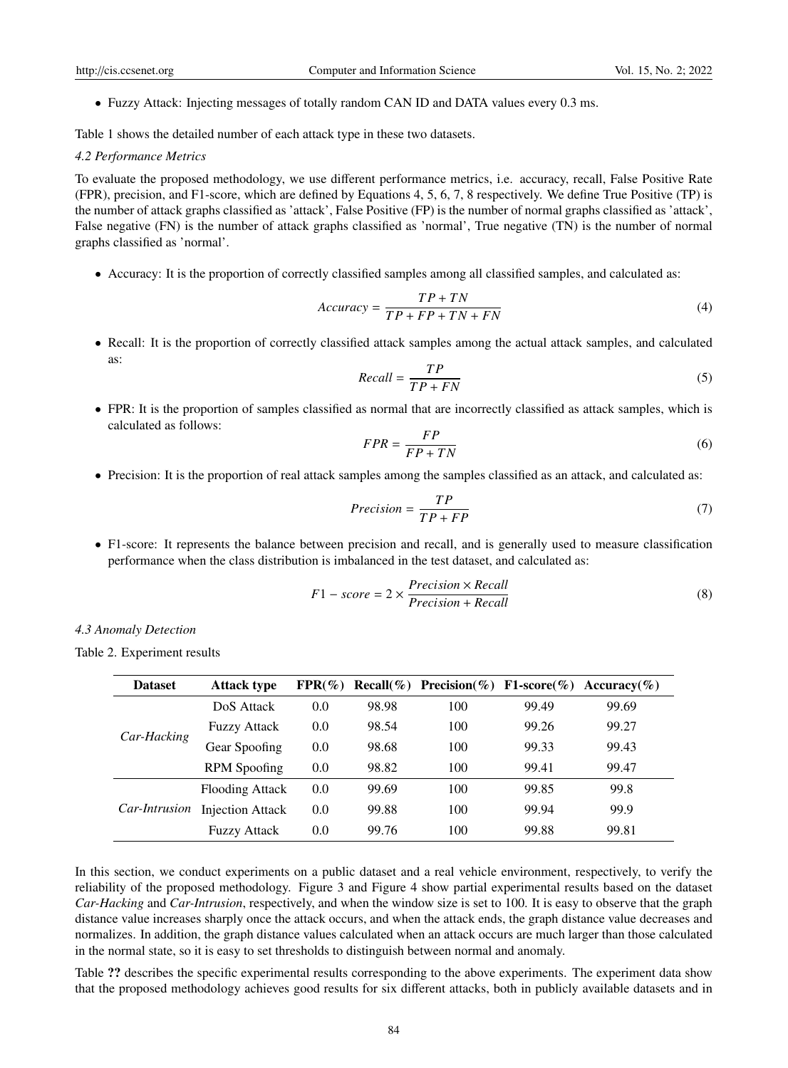- Fuzzy Attack: Injecting messages of totally random CAN ID and DATA values every 0.3 ms.

Table 1 shows the detailed number of each attack type in these two datasets.

### 4.2 Performance Metrics

To evaluate the proposed methodology, we use different performance metrics, i.e. accuracy, recall, False Positive Rate (FPR), precision, and F1-score, which are defined by Equations 4, 5, 6, 7, 8 respectively. We define True Positive (TP) is the number of attack graphs classified as 'attack', False Positive (FP) is the number of normal graphs classified as 'attack', False negative (FN) is the number of attack graphs classified as 'normal', True negative (TN) is the number of normal graphs classified as 'normal'.

- Accuracy: It is the proportion of correctly classified samples among all classified samples, and calculated as:

$$Accuracy = \frac{TP + TN}{TP + FP + TN + FN} \tag{4}$$

- Recall: It is the proportion of correctly classified attack samples among the actual attack samples, and calculated as:

$$Recall = \frac{TP}{TP + FN} \tag{5}$$

- FPR: It is the proportion of samples classified as normal that are incorrectly classified as attack samples, which is calculated as follows:

$$FPR = \frac{FP}{FP + TN} \tag{6}$$

- Precision: It is the proportion of real attack samples among the samples classified as an attack, and calculated as:

$$Precision = \frac{TP}{TP + FP} \tag{7}$$

- F1-score: It represents the balance between precision and recall, and is generally used to measure classification performance when the class distribution is imbalanced in the test dataset, and calculated as:

$$F1 - score = 2 \times \frac{Precision \times Recall}{Precision + Recall} \tag{8}$$

### 4.3 Anomaly Detection

Table 2. Experiment results

| Dataset | Attack type | FPR(%) | Recall(%) | Precision(%) | F1-score(%) | Accuracy(%) |
|---|---|---|---|---|---|---|
| *Car-Hacking* | DoS Attack | 0.0 | 98.98 | 100 | 99.49 | 99.69 |
| | Fuzzy Attack | 0.0 | 98.54 | 100 | 99.26 | 99.27 |
| | Gear Spoofing | 0.0 | 98.68 | 100 | 99.33 | 99.43 |
| | RPM Spoofing | 0.0 | 98.82 | 100 | 99.41 | 99.47 |
| *Car-Intrusion* | Flooding Attack | 0.0 | 99.69 | 100 | 99.85 | 99.8 |
| | Injection Attack | 0.0 | 99.88 | 100 | 99.94 | 99.9 |
| | Fuzzy Attack | 0.0 | 99.76 | 100 | 99.88 | 99.81 |

In this section, we conduct experiments on a public dataset and a real vehicle environment, respectively, to verify the reliability of the proposed methodology. Figure 3 and Figure 4 show partial experimental results based on the dataset *Car-Hacking* and *Car-Intrusion*, respectively, and when the window size is set to 100. It is easy to observe that the graph distance value increases sharply once the attack occurs, and when the attack ends, the graph distance value decreases and normalizes. In addition, the graph distance values calculated when an attack occurs are much larger than those calculated in the normal state, so it is easy to set thresholds to distinguish between normal and anomaly.

Table **??** describes the specific experimental results corresponding to the above experiments. The experiment data show that the proposed methodology achieves good results for six different attacks, both in publicly available datasets and in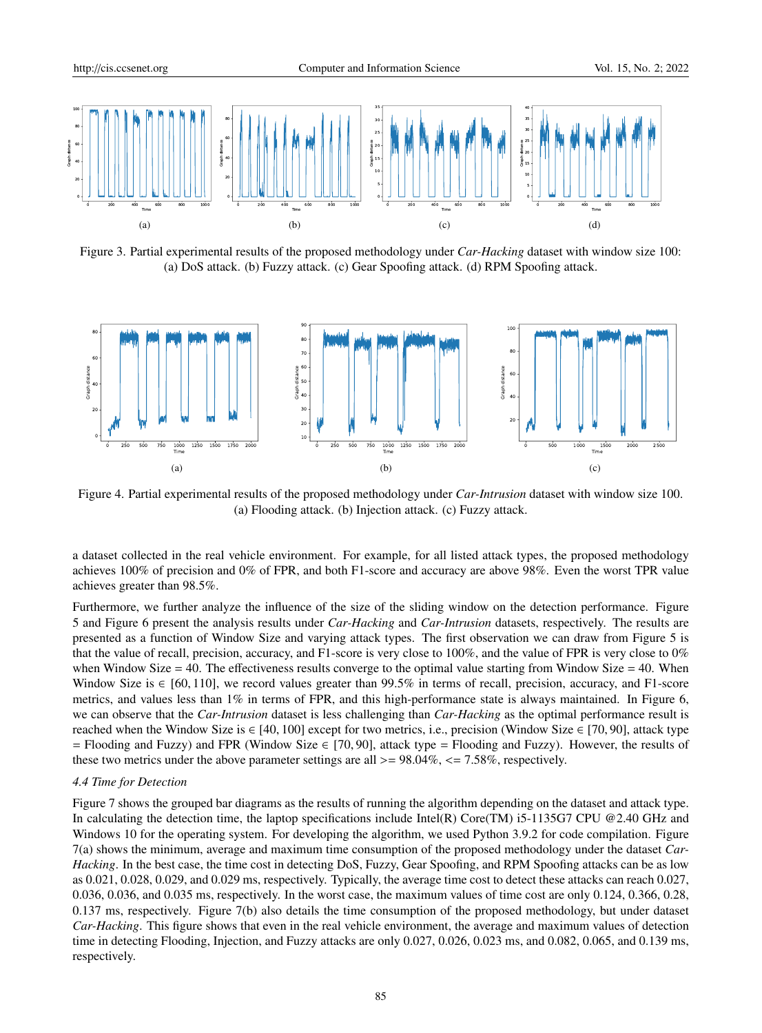Figure 3. Partial experimental results of the proposed methodology under *Car-Hacking* dataset with window size 100: (a) DoS attack. (b) Fuzzy attack. (c) Gear Spoofing attack. (d) RPM Spoofing attack.

Figure 4. Partial experimental results of the proposed methodology under *Car-Intrusion* dataset with window size 100. (a) Flooding attack. (b) Injection attack. (c) Fuzzy attack.

a dataset collected in the real vehicle environment. For example, for all listed attack types, the proposed methodology achieves 100% of precision and 0% of FPR, and both F1-score and accuracy are above 98%. Even the worst TPR value achieves greater than 98.5%.

Furthermore, we further analyze the influence of the size of the sliding window on the detection performance. Figure 5 and Figure 6 present the analysis results under *Car-Hacking* and *Car-Intrusion* datasets, respectively. The results are presented as a function of Window Size and varying attack types. The first observation we can draw from Figure 5 is that the value of recall, precision, accuracy, and F1-score is very close to 100%, and the value of FPR is very close to 0% when Window Size = 40. The effectiveness results converge to the optimal value starting from Window Size = 40. When Window Size is $\in [60, 110]$, we record values greater than 99.5% in terms of recall, precision, accuracy, and F1-score metrics, and values less than 1% in terms of FPR, and this high-performance state is always maintained. In Figure 6, we can observe that the *Car-Intrusion* dataset is less challenging than *Car-Hacking* as the optimal performance result is reached when the Window Size is $\in [40, 100]$ except for two metrics, i.e., precision (Window Size $\in [70, 90]$, attack type = Flooding and Fuzzy) and FPR (Window Size $\in [70, 90]$, attack type = Flooding and Fuzzy). However, the results of these two metrics under the above parameter settings are all >= 98.04%, <= 7.58%, respectively.

### 4.4 Time for Detection

Figure 7 shows the grouped bar diagrams as the results of running the algorithm depending on the dataset and attack type. In calculating the detection time, the laptop specifications include Intel(R) Core(TM) i5-1135G7 CPU @2.40 GHz and Windows 10 for the operating system. For developing the algorithm, we used Python 3.9.2 for code compilation. Figure 7(a) shows the minimum, average and maximum time consumption of the proposed methodology under the dataset *Car-Hacking*. In the best case, the time cost in detecting DoS, Fuzzy, Gear Spoofing, and RPM Spoofing attacks can be as low as 0.021, 0.028, 0.029, and 0.029 ms, respectively. Typically, the average time cost to detect these attacks can reach 0.027, 0.036, 0.036, and 0.035 ms, respectively. In the worst case, the maximum values of time cost are only 0.124, 0.366, 0.28, 0.137 ms, respectively. Figure 7(b) also details the time consumption of the proposed methodology, but under dataset *Car-Hacking*. This figure shows that even in the real vehicle environment, the average and maximum values of detection time in detecting Flooding, Injection, and Fuzzy attacks are only 0.027, 0.026, 0.023 ms, and 0.082, 0.065, and 0.139 ms, respectively.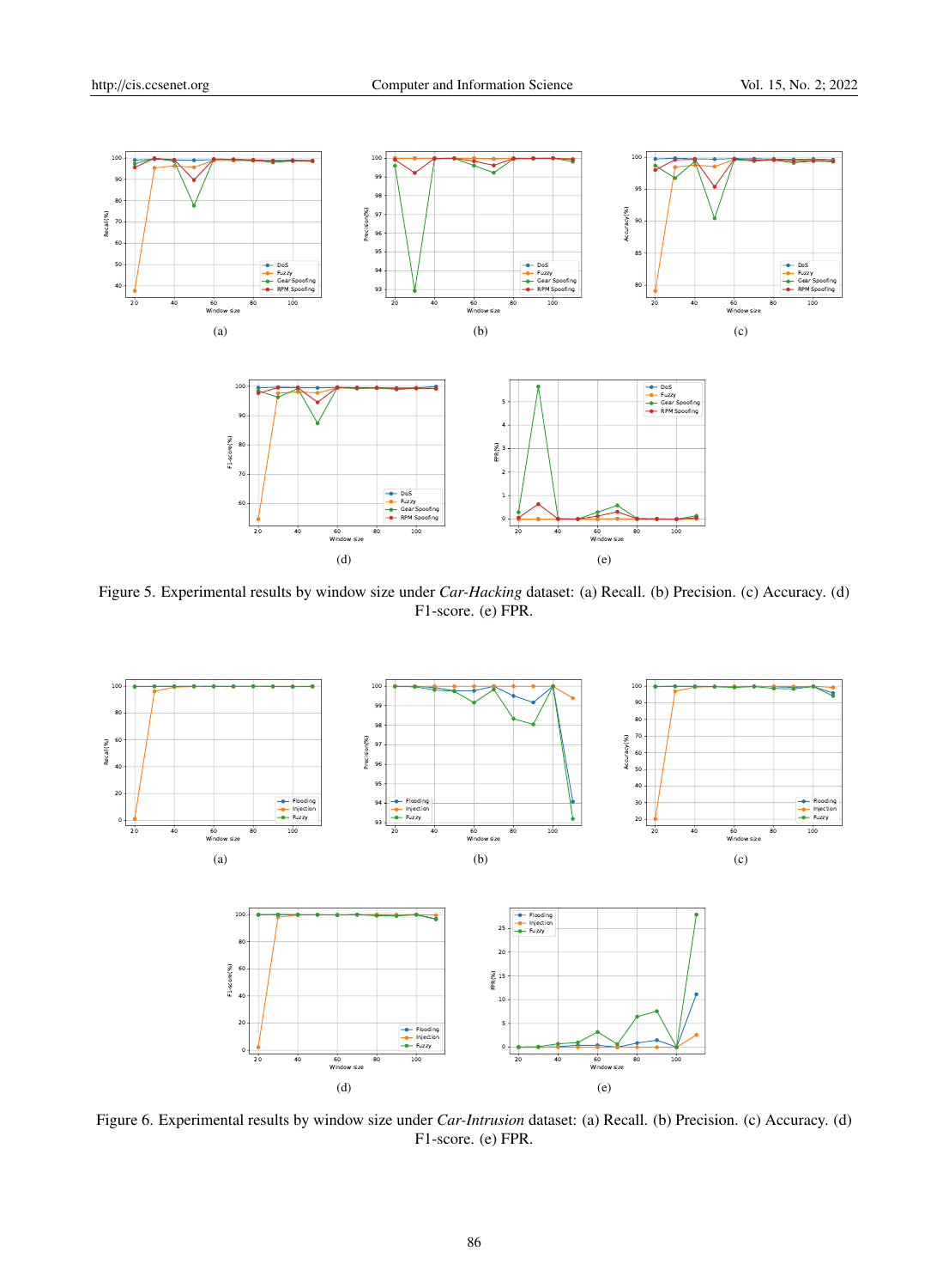Figure 5. Experimental results by window size under *Car-Hacking* dataset: (a) Recall. (b) Precision. (c) Accuracy. (d) F1-score. (e) FPR.

Figure 6. Experimental results by window size under *Car-Intrusion* dataset: (a) Recall. (b) Precision. (c) Accuracy. (d) F1-score. (e) FPR.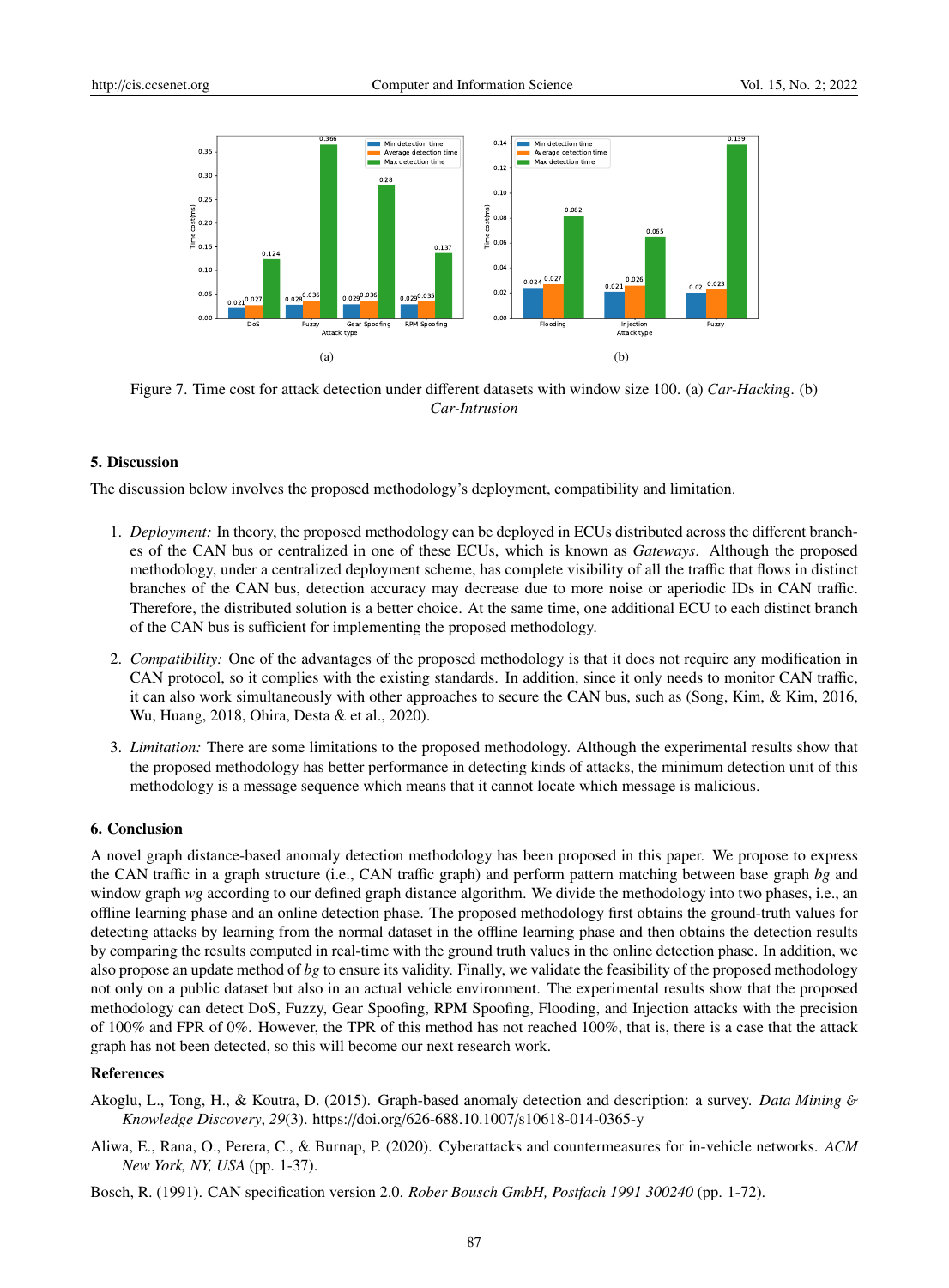Figure 7. Time cost for attack detection under different datasets with window size 100. (a) *Car-Hacking*. (b) *Car-Intrusion*

## 5. Discussion

The discussion below involves the proposed methodology's deployment, compatibility and limitation.

1. *Deployment:* In theory, the proposed methodology can be deployed in ECUs distributed across the different branches of the CAN bus or centralized in one of these ECUs, which is known as *Gateways*. Although the proposed methodology, under a centralized deployment scheme, has complete visibility of all the traffic that flows in distinct branches of the CAN bus, detection accuracy may decrease due to more noise or aperiodic IDs in CAN traffic. Therefore, the distributed solution is a better choice. At the same time, one additional ECU to each distinct branch of the CAN bus is sufficient for implementing the proposed methodology.

2. *Compatibility:* One of the advantages of the proposed methodology is that it does not require any modification in CAN protocol, so it complies with the existing standards. In addition, since it only needs to monitor CAN traffic, it can also work simultaneously with other approaches to secure the CAN bus, such as (Song, Kim, & Kim, 2016, Wu, Huang, 2018, Ohira, Desta & et al., 2020).

3. *Limitation:* There are some limitations to the proposed methodology. Although the experimental results show that the proposed methodology has better performance in detecting kinds of attacks, the minimum detection unit of this methodology is a message sequence which means that it cannot locate which message is malicious.

## 6. Conclusion

A novel graph distance-based anomaly detection methodology has been proposed in this paper. We propose to express the CAN traffic in a graph structure (i.e., CAN traffic graph) and perform pattern matching between base graph *bg* and window graph *wg* according to our defined graph distance algorithm. We divide the methodology into two phases, i.e., an offline learning phase and an online detection phase. The proposed methodology first obtains the ground-truth values for detecting attacks by learning from the normal dataset in the offline learning phase and then obtains the detection results by comparing the results computed in real-time with the ground truth values in the online detection phase. In addition, we also propose an update method of *bg* to ensure its validity. Finally, we validate the feasibility of the proposed methodology not only on a public dataset but also in an actual vehicle environment. The experimental results show that the proposed methodology can detect DoS, Fuzzy, Gear Spoofing, RPM Spoofing, Flooding, and Injection attacks with the precision of 100% and FPR of 0%. However, the TPR of this method has not reached 100%, that is, there is a case that the attack graph has not been detected, so this will become our next research work.

## References

Akoglu, L., Tong, H., & Koutra, D. (2015). Graph-based anomaly detection and description: a survey. *Data Mining & Knowledge Discovery*, *29*(3). https://doi.org/626-688.10.1007/s10618-014-0365-y

Aliwa, E., Rana, O., Perera, C., & Burnap, P. (2020). Cyberattacks and countermeasures for in-vehicle networks. *ACM New York, NY, USA* (pp. 1-37).

Bosch, R. (1991). CAN specification version 2.0. *Rober Bousch GmbH, Postfach 1991 300240* (pp. 1-72).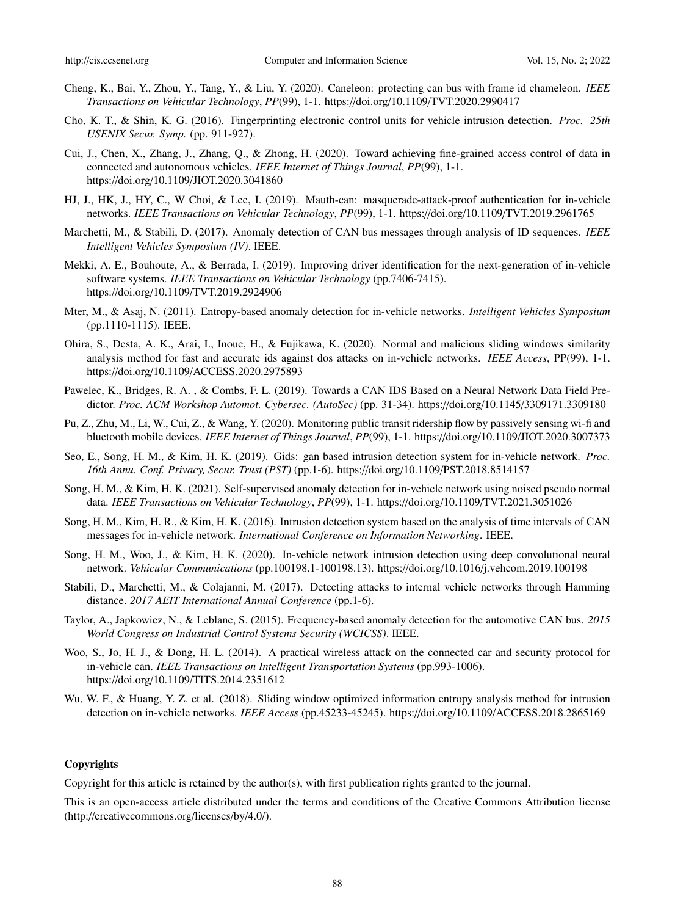Cheng, K., Bai, Y., Zhou, Y., Tang, Y., & Liu, Y. (2020). Caneleon: protecting can bus with frame id chameleon. *IEEE Transactions on Vehicular Technology*, *PP*(99), 1-1. https://doi.org/10.1109/TVT.2020.2990417

Cho, K. T., & Shin, K. G. (2016). Fingerprinting electronic control units for vehicle intrusion detection. *Proc. 25th USENIX Secur. Symp.* (pp. 911-927).

Cui, J., Chen, X., Zhang, J., Zhang, Q., & Zhong, H. (2020). Toward achieving fine-grained access control of data in connected and autonomous vehicles. *IEEE Internet of Things Journal*, *PP*(99), 1-1. https://doi.org/10.1109/JIOT.2020.3041860

HJ, J., HK, J., HY, C., W Choi, & Lee, I. (2019). Mauth-can: masquerade-attack-proof authentication for in-vehicle networks. *IEEE Transactions on Vehicular Technology*, *PP*(99), 1-1. https://doi.org/10.1109/TVT.2019.2961765

Marchetti, M., & Stabili, D. (2017). Anomaly detection of CAN bus messages through analysis of ID sequences. *IEEE Intelligent Vehicles Symposium (IV)*. IEEE.

Mekki, A. E., Bouhoute, A., & Berrada, I. (2019). Improving driver identification for the next-generation of in-vehicle software systems. *IEEE Transactions on Vehicular Technology* (pp.7406-7415). https://doi.org/10.1109/TVT.2019.2924906

Mter, M., & Asaj, N. (2011). Entropy-based anomaly detection for in-vehicle networks. *Intelligent Vehicles Symposium* (pp.1110-1115). IEEE.

Ohira, S., Desta, A. K., Arai, I., Inoue, H., & Fujikawa, K. (2020). Normal and malicious sliding windows similarity analysis method for fast and accurate ids against dos attacks on in-vehicle networks. *IEEE Access*, PP(99), 1-1. https://doi.org/10.1109/ACCESS.2020.2975893

Pawelec, K., Bridges, R. A. , & Combs, F. L. (2019). Towards a CAN IDS Based on a Neural Network Data Field Predictor. *Proc. ACM Workshop Automot. Cybersec. (AutoSec)* (pp. 31-34). https://doi.org/10.1145/3309171.3309180

Pu, Z., Zhu, M., Li, W., Cui, Z., & Wang, Y. (2020). Monitoring public transit ridership flow by passively sensing wi-fi and bluetooth mobile devices. *IEEE Internet of Things Journal*, *PP*(99), 1-1. https://doi.org/10.1109/JIOT.2020.3007373

Seo, E., Song, H. M., & Kim, H. K. (2019). Gids: gan based intrusion detection system for in-vehicle network. *Proc. 16th Annu. Conf. Privacy, Secur. Trust (PST)* (pp.1-6). https://doi.org/10.1109/PST.2018.8514157

Song, H. M., & Kim, H. K. (2021). Self-supervised anomaly detection for in-vehicle network using noised pseudo normal data. *IEEE Transactions on Vehicular Technology*, *PP*(99), 1-1. https://doi.org/10.1109/TVT.2021.3051026

Song, H. M., Kim, H. R., & Kim, H. K. (2016). Intrusion detection system based on the analysis of time intervals of CAN messages for in-vehicle network. *International Conference on Information Networking*. IEEE.

Song, H. M., Woo, J., & Kim, H. K. (2020). In-vehicle network intrusion detection using deep convolutional neural network. *Vehicular Communications* (pp.100198.1-100198.13). https://doi.org/10.1016/j.vehcom.2019.100198

Stabili, D., Marchetti, M., & Colajanni, M. (2017). Detecting attacks to internal vehicle networks through Hamming distance. *2017 AEIT International Annual Conference* (pp.1-6).

Taylor, A., Japkowicz, N., & Leblanc, S. (2015). Frequency-based anomaly detection for the automotive CAN bus. *2015 World Congress on Industrial Control Systems Security (WCICSS)*. IEEE.

Woo, S., Jo, H. J., & Dong, H. L. (2014). A practical wireless attack on the connected car and security protocol for in-vehicle can. *IEEE Transactions on Intelligent Transportation Systems* (pp.993-1006). https://doi.org/10.1109/TITS.2014.2351612

Wu, W. F., & Huang, Y. Z. et al. (2018). Sliding window optimized information entropy analysis method for intrusion detection on in-vehicle networks. *IEEE Access* (pp.45233-45245). https://doi.org/10.1109/ACCESS.2018.2865169

## Copyrights

Copyright for this article is retained by the author(s), with first publication rights granted to the journal.

This is an open-access article distributed under the terms and conditions of the Creative Commons Attribution license (http://creativecommons.org/licenses/by/4.0/).